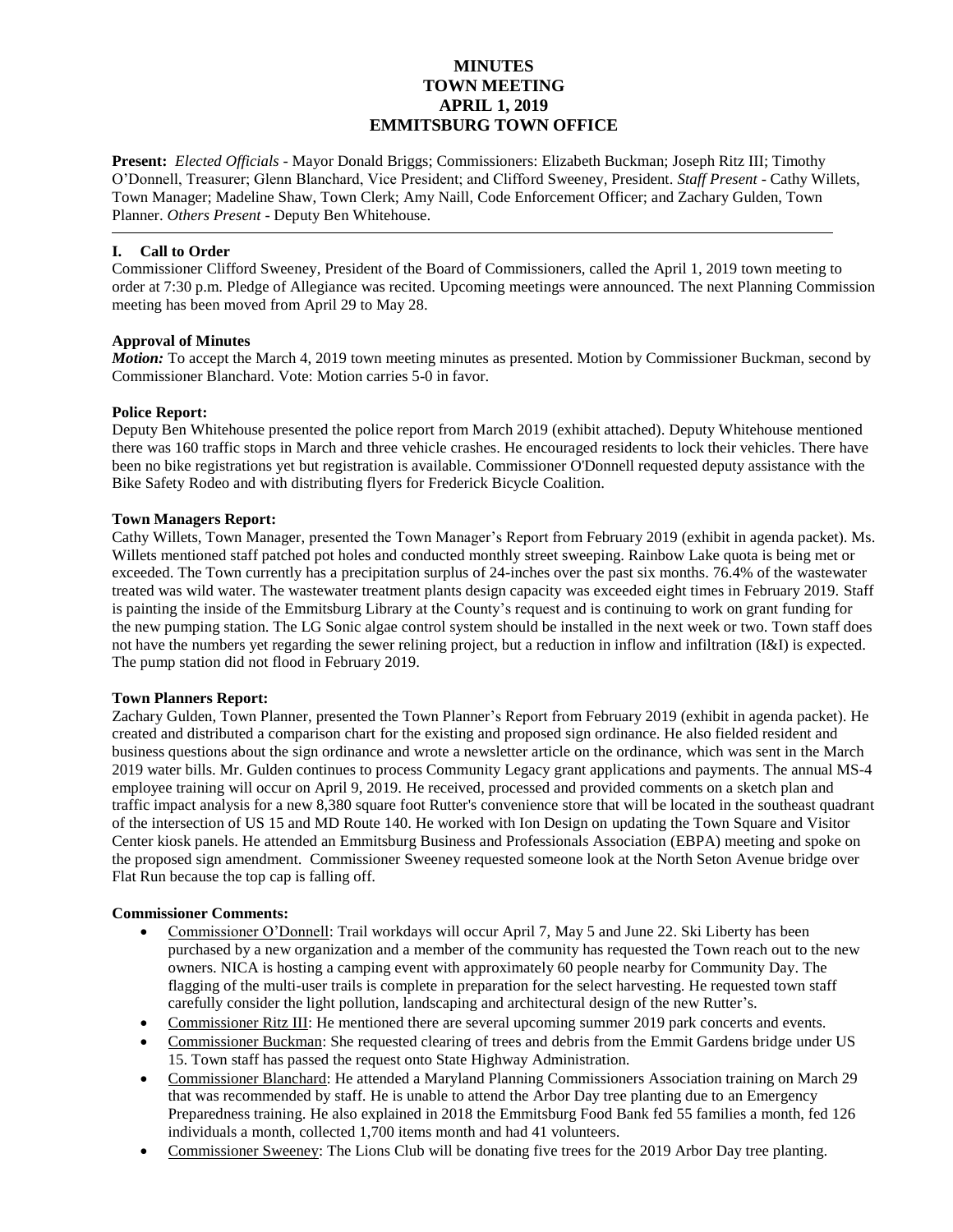# MINUTES
# TOWN MEETING
# APRIL 1, 2019
# EMMITSBURG TOWN OFFICE

**Present:** *Elected Officials* - Mayor Donald Briggs; Commissioners: Elizabeth Buckman; Joseph Ritz III; Timothy O'Donnell, Treasurer; Glenn Blanchard, Vice President; and Clifford Sweeney, President. *Staff Present* - Cathy Willets, Town Manager; Madeline Shaw, Town Clerk; Amy Naill, Code Enforcement Officer; and Zachary Gulden, Town Planner. *Others Present* - Deputy Ben Whitehouse.

---

## I. Call to Order

Commissioner Clifford Sweeney, President of the Board of Commissioners, called the April 1, 2019 town meeting to order at 7:30 p.m. Pledge of Allegiance was recited. Upcoming meetings were announced. The next Planning Commission meeting has been moved from April 29 to May 28.

**Approval of Minutes**

***Motion:*** To accept the March 4, 2019 town meeting minutes as presented. Motion by Commissioner Buckman, second by Commissioner Blanchard. Vote: Motion carries 5-0 in favor.

**Police Report:**

Deputy Ben Whitehouse presented the police report from March 2019 (exhibit attached). Deputy Whitehouse mentioned there was 160 traffic stops in March and three vehicle crashes. He encouraged residents to lock their vehicles. There have been no bike registrations yet but registration is available. Commissioner O'Donnell requested deputy assistance with the Bike Safety Rodeo and with distributing flyers for Frederick Bicycle Coalition.

**Town Managers Report:**

Cathy Willets, Town Manager, presented the Town Manager's Report from February 2019 (exhibit in agenda packet). Ms. Willets mentioned staff patched pot holes and conducted monthly street sweeping. Rainbow Lake quota is being met or exceeded. The Town currently has a precipitation surplus of 24-inches over the past six months. 76.4% of the wastewater treated was wild water. The wastewater treatment plants design capacity was exceeded eight times in February 2019. Staff is painting the inside of the Emmitsburg Library at the County's request and is continuing to work on grant funding for the new pumping station. The LG Sonic algae control system should be installed in the next week or two. Town staff does not have the numbers yet regarding the sewer relining project, but a reduction in inflow and infiltration (I&I) is expected. The pump station did not flood in February 2019.

**Town Planners Report:**

Zachary Gulden, Town Planner, presented the Town Planner's Report from February 2019 (exhibit in agenda packet). He created and distributed a comparison chart for the existing and proposed sign ordinance. He also fielded resident and business questions about the sign ordinance and wrote a newsletter article on the ordinance, which was sent in the March 2019 water bills. Mr. Gulden continues to process Community Legacy grant applications and payments. The annual MS-4 employee training will occur on April 9, 2019. He received, processed and provided comments on a sketch plan and traffic impact analysis for a new 8,380 square foot Rutter's convenience store that will be located in the southeast quadrant of the intersection of US 15 and MD Route 140. He worked with Ion Design on updating the Town Square and Visitor Center kiosk panels. He attended an Emmitsburg Business and Professionals Association (EBPA) meeting and spoke on the proposed sign amendment. Commissioner Sweeney requested someone look at the North Seton Avenue bridge over Flat Run because the top cap is falling off.

**Commissioner Comments:**

- Commissioner O'Donnell: Trail workdays will occur April 7, May 5 and June 22. Ski Liberty has been purchased by a new organization and a member of the community has requested the Town reach out to the new owners. NICA is hosting a camping event with approximately 60 people nearby for Community Day. The flagging of the multi-user trails is complete in preparation for the select harvesting. He requested town staff carefully consider the light pollution, landscaping and architectural design of the new Rutter's.
- Commissioner Ritz III: He mentioned there are several upcoming summer 2019 park concerts and events.
- Commissioner Buckman: She requested clearing of trees and debris from the Emmit Gardens bridge under US 15. Town staff has passed the request onto State Highway Administration.
- Commissioner Blanchard: He attended a Maryland Planning Commissioners Association training on March 29 that was recommended by staff. He is unable to attend the Arbor Day tree planting due to an Emergency Preparedness training. He also explained in 2018 the Emmitsburg Food Bank fed 55 families a month, fed 126 individuals a month, collected 1,700 items month and had 41 volunteers.
- Commissioner Sweeney: The Lions Club will be donating five trees for the 2019 Arbor Day tree planting.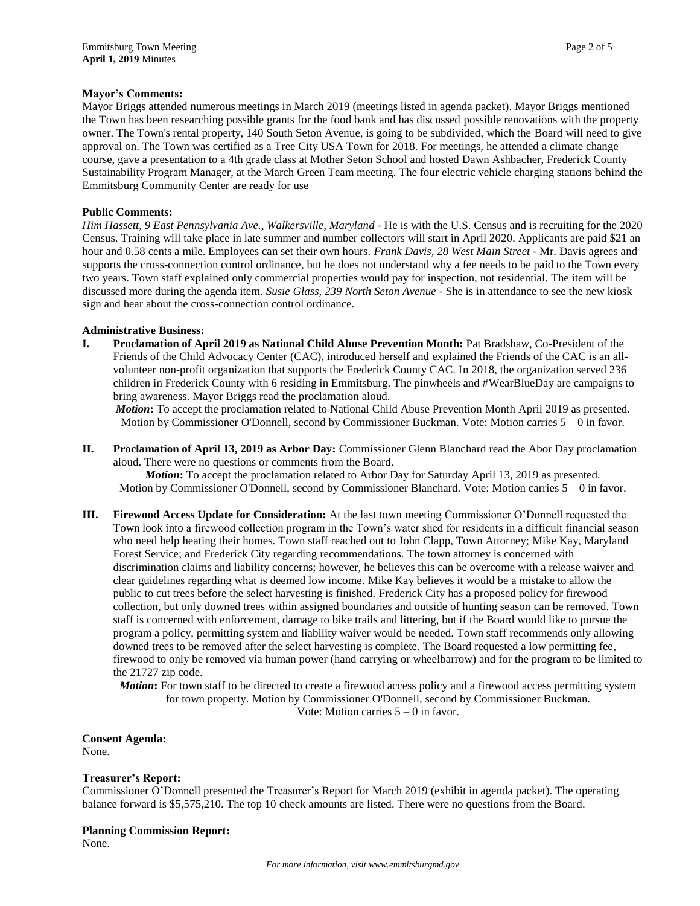**Mayor's Comments:**

Mayor Briggs attended numerous meetings in March 2019 (meetings listed in agenda packet). Mayor Briggs mentioned the Town has been researching possible grants for the food bank and has discussed possible renovations with the property owner. The Town's rental property, 140 South Seton Avenue, is going to be subdivided, which the Board will need to give approval on. The Town was certified as a Tree City USA Town for 2018. For meetings, he attended a climate change course, gave a presentation to a 4th grade class at Mother Seton School and hosted Dawn Ashbacher, Frederick County Sustainability Program Manager, at the March Green Team meeting. The four electric vehicle charging stations behind the Emmitsburg Community Center are ready for use

**Public Comments:**

*Him Hassett, 9 East Pennsylvania Ave., Walkersville, Maryland* - He is with the U.S. Census and is recruiting for the 2020 Census. Training will take place in late summer and number collectors will start in April 2020. Applicants are paid $21 an hour and 0.58 cents a mile. Employees can set their own hours. *Frank Davis, 28 West Main Street* - Mr. Davis agrees and supports the cross-connection control ordinance, but he does not understand why a fee needs to be paid to the Town every two years. Town staff explained only commercial properties would pay for inspection, not residential. The item will be discussed more during the agenda item. *Susie Glass, 239 North Seton Avenue* - She is in attendance to see the new kiosk sign and hear about the cross-connection control ordinance.

**Administrative Business:**

**I. Proclamation of April 2019 as National Child Abuse Prevention Month:** Pat Bradshaw, Co-President of the Friends of the Child Advocacy Center (CAC), introduced herself and explained the Friends of the CAC is an all-volunteer non-profit organization that supports the Frederick County CAC. In 2018, the organization served 236 children in Frederick County with 6 residing in Emmitsburg. The pinwheels and #WearBlueDay are campaigns to bring awareness. Mayor Briggs read the proclamation aloud.

*Motion***:** To accept the proclamation related to National Child Abuse Prevention Month April 2019 as presented. Motion by Commissioner O'Donnell, second by Commissioner Buckman. Vote: Motion carries 5 – 0 in favor.

**II. Proclamation of April 13, 2019 as Arbor Day:** Commissioner Glenn Blanchard read the Abor Day proclamation aloud. There were no questions or comments from the Board.

*Motion***:** To accept the proclamation related to Arbor Day for Saturday April 13, 2019 as presented. Motion by Commissioner O'Donnell, second by Commissioner Blanchard. Vote: Motion carries 5 – 0 in favor.

**III. Firewood Access Update for Consideration:** At the last town meeting Commissioner O'Donnell requested the Town look into a firewood collection program in the Town's water shed for residents in a difficult financial season who need help heating their homes. Town staff reached out to John Clapp, Town Attorney; Mike Kay, Maryland Forest Service; and Frederick City regarding recommendations. The town attorney is concerned with discrimination claims and liability concerns; however, he believes this can be overcome with a release waiver and clear guidelines regarding what is deemed low income. Mike Kay believes it would be a mistake to allow the public to cut trees before the select harvesting is finished. Frederick City has a proposed policy for firewood collection, but only downed trees within assigned boundaries and outside of hunting season can be removed. Town staff is concerned with enforcement, damage to bike trails and littering, but if the Board would like to pursue the program a policy, permitting system and liability waiver would be needed. Town staff recommends only allowing downed trees to be removed after the select harvesting is complete. The Board requested a low permitting fee, firewood to only be removed via human power (hand carrying or wheelbarrow) and for the program to be limited to the 21727 zip code.

*Motion***:** For town staff to be directed to create a firewood access policy and a firewood access permitting system for town property. Motion by Commissioner O'Donnell, second by Commissioner Buckman. Vote: Motion carries 5 – 0 in favor.

**Consent Agenda:**

None.

**Treasurer's Report:**

Commissioner O'Donnell presented the Treasurer's Report for March 2019 (exhibit in agenda packet). The operating balance forward is $5,575,210. The top 10 check amounts are listed. There were no questions from the Board.

**Planning Commission Report:**

None.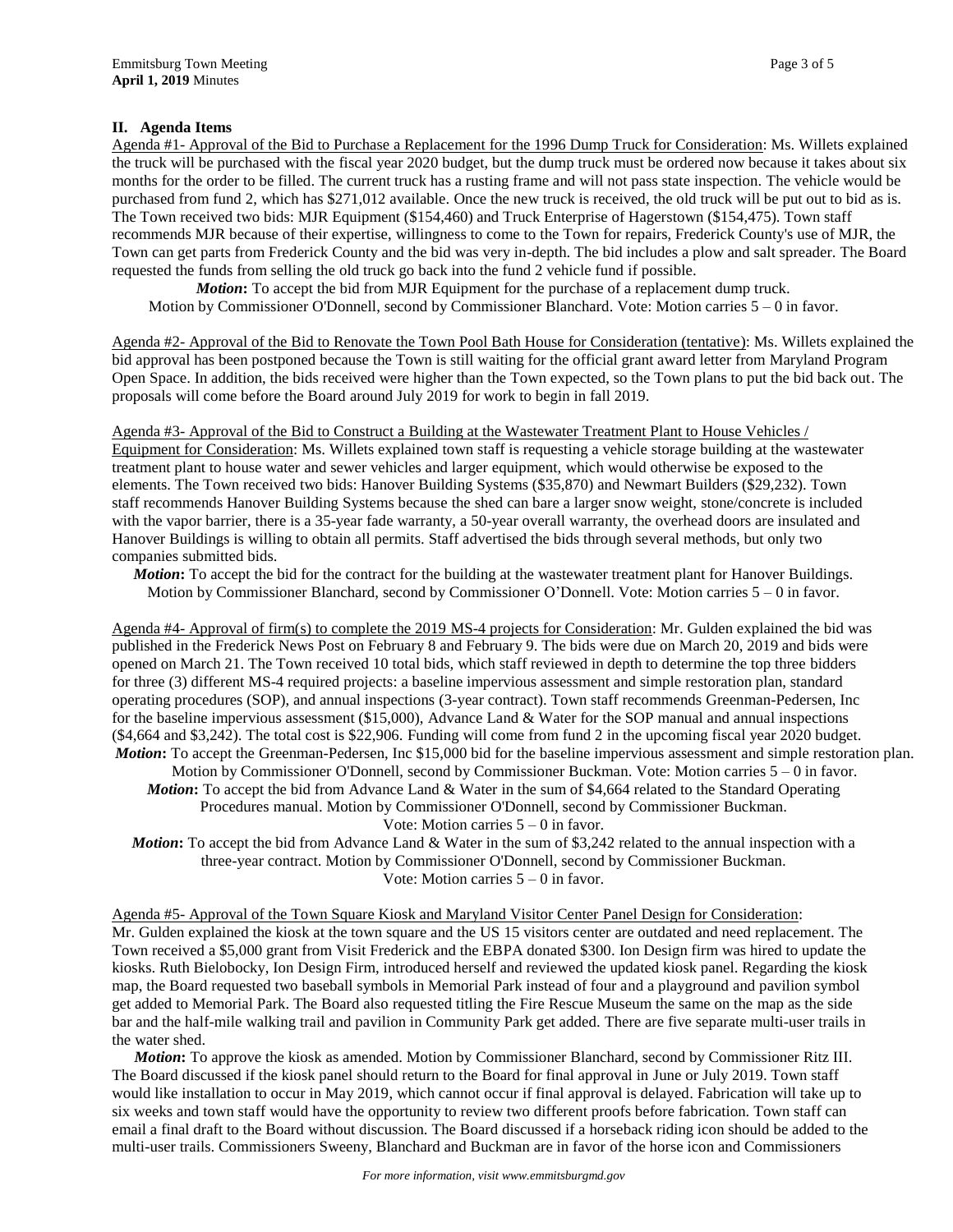## II. Agenda Items

Agenda #1- Approval of the Bid to Purchase a Replacement for the 1996 Dump Truck for Consideration: Ms. Willets explained the truck will be purchased with the fiscal year 2020 budget, but the dump truck must be ordered now because it takes about six months for the order to be filled. The current truck has a rusting frame and will not pass state inspection. The vehicle would be purchased from fund 2, which has $271,012 available. Once the new truck is received, the old truck will be put out to bid as is. The Town received two bids: MJR Equipment ($154,460) and Truck Enterprise of Hagerstown ($154,475). Town staff recommends MJR because of their expertise, willingness to come to the Town for repairs, Frederick County's use of MJR, the Town can get parts from Frederick County and the bid was very in-depth. The bid includes a plow and salt spreader. The Board requested the funds from selling the old truck go back into the fund 2 vehicle fund if possible.

***Motion*:** To accept the bid from MJR Equipment for the purchase of a replacement dump truck.
Motion by Commissioner O'Donnell, second by Commissioner Blanchard. Vote: Motion carries 5 – 0 in favor.

Agenda #2- Approval of the Bid to Renovate the Town Pool Bath House for Consideration (tentative): Ms. Willets explained the bid approval has been postponed because the Town is still waiting for the official grant award letter from Maryland Program Open Space. In addition, the bids received were higher than the Town expected, so the Town plans to put the bid back out. The proposals will come before the Board around July 2019 for work to begin in fall 2019.

Agenda #3- Approval of the Bid to Construct a Building at the Wastewater Treatment Plant to House Vehicles / Equipment for Consideration: Ms. Willets explained town staff is requesting a vehicle storage building at the wastewater treatment plant to house water and sewer vehicles and larger equipment, which would otherwise be exposed to the elements. The Town received two bids: Hanover Building Systems ($35,870) and Newmart Builders ($29,232). Town staff recommends Hanover Building Systems because the shed can bare a larger snow weight, stone/concrete is included with the vapor barrier, there is a 35-year fade warranty, a 50-year overall warranty, the overhead doors are insulated and Hanover Buildings is willing to obtain all permits. Staff advertised the bids through several methods, but only two companies submitted bids.

***Motion*:** To accept the bid for the contract for the building at the wastewater treatment plant for Hanover Buildings.
Motion by Commissioner Blanchard, second by Commissioner O'Donnell. Vote: Motion carries 5 – 0 in favor.

Agenda #4- Approval of firm(s) to complete the 2019 MS-4 projects for Consideration: Mr. Gulden explained the bid was published in the Frederick News Post on February 8 and February 9. The bids were due on March 20, 2019 and bids were opened on March 21. The Town received 10 total bids, which staff reviewed in depth to determine the top three bidders for three (3) different MS-4 required projects: a baseline impervious assessment and simple restoration plan, standard operating procedures (SOP), and annual inspections (3-year contract). Town staff recommends Greenman-Pedersen, Inc for the baseline impervious assessment ($15,000), Advance Land & Water for the SOP manual and annual inspections ($4,664 and $3,242). The total cost is $22,906. Funding will come from fund 2 in the upcoming fiscal year 2020 budget.

***Motion*:** To accept the Greenman-Pedersen, Inc $15,000 bid for the baseline impervious assessment and simple restoration plan.
Motion by Commissioner O'Donnell, second by Commissioner Buckman. Vote: Motion carries 5 – 0 in favor.

***Motion*:** To accept the bid from Advance Land & Water in the sum of $4,664 related to the Standard Operating Procedures manual. Motion by Commissioner O'Donnell, second by Commissioner Buckman.
Vote: Motion carries 5 – 0 in favor.

***Motion*:** To accept the bid from Advance Land & Water in the sum of $3,242 related to the annual inspection with a three-year contract. Motion by Commissioner O'Donnell, second by Commissioner Buckman.
Vote: Motion carries 5 – 0 in favor.

Agenda #5- Approval of the Town Square Kiosk and Maryland Visitor Center Panel Design for Consideration:
Mr. Gulden explained the kiosk at the town square and the US 15 visitors center are outdated and need replacement. The Town received a $5,000 grant from Visit Frederick and the EBPA donated $300. Ion Design firm was hired to update the kiosks. Ruth Bielobocky, Ion Design Firm, introduced herself and reviewed the updated kiosk panel. Regarding the kiosk map, the Board requested two baseball symbols in Memorial Park instead of four and a playground and pavilion symbol get added to Memorial Park. The Board also requested titling the Fire Rescue Museum the same on the map as the side bar and the half-mile walking trail and pavilion in Community Park get added. There are five separate multi-user trails in the water shed.

***Motion*:** To approve the kiosk as amended. Motion by Commissioner Blanchard, second by Commissioner Ritz III. The Board discussed if the kiosk panel should return to the Board for final approval in June or July 2019. Town staff would like installation to occur in May 2019, which cannot occur if final approval is delayed. Fabrication will take up to six weeks and town staff would have the opportunity to review two different proofs before fabrication. Town staff can email a final draft to the Board without discussion. The Board discussed if a horseback riding icon should be added to the multi-user trails. Commissioners Sweeny, Blanchard and Buckman are in favor of the horse icon and Commissioners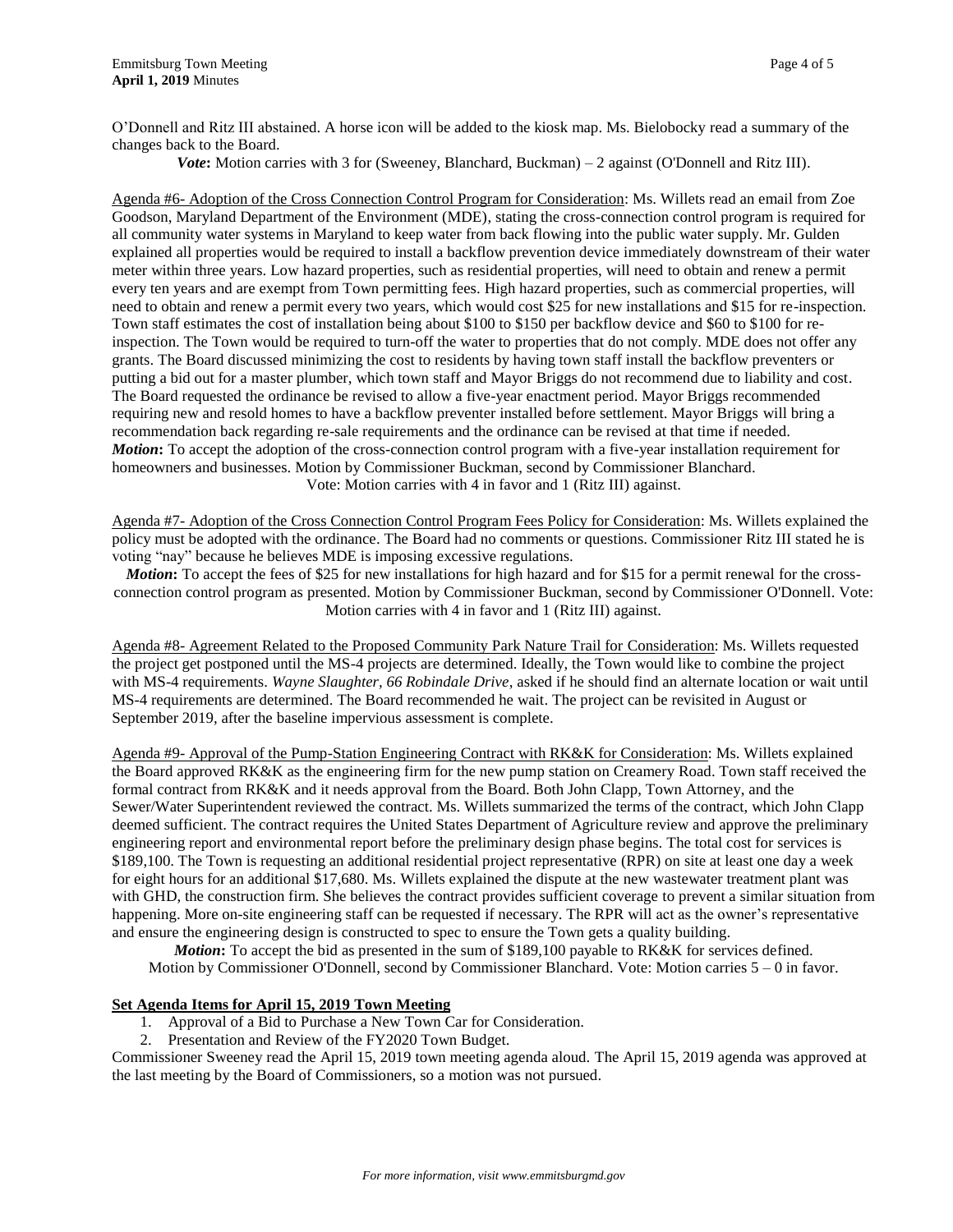O'Donnell and Ritz III abstained. A horse icon will be added to the kiosk map. Ms. Bielobocky read a summary of the changes back to the Board.

*Vote***:** Motion carries with 3 for (Sweeney, Blanchard, Buckman) – 2 against (O'Donnell and Ritz III).

Agenda #6- Adoption of the Cross Connection Control Program for Consideration: Ms. Willets read an email from Zoe Goodson, Maryland Department of the Environment (MDE), stating the cross-connection control program is required for all community water systems in Maryland to keep water from back flowing into the public water supply. Mr. Gulden explained all properties would be required to install a backflow prevention device immediately downstream of their water meter within three years. Low hazard properties, such as residential properties, will need to obtain and renew a permit every ten years and are exempt from Town permitting fees. High hazard properties, such as commercial properties, will need to obtain and renew a permit every two years, which would cost $25 for new installations and $15 for re-inspection. Town staff estimates the cost of installation being about $100 to $150 per backflow device and $60 to $100 for re-inspection. The Town would be required to turn-off the water to properties that do not comply. MDE does not offer any grants. The Board discussed minimizing the cost to residents by having town staff install the backflow preventers or putting a bid out for a master plumber, which town staff and Mayor Briggs do not recommend due to liability and cost. The Board requested the ordinance be revised to allow a five-year enactment period. Mayor Briggs recommended requiring new and resold homes to have a backflow preventer installed before settlement. Mayor Briggs will bring a recommendation back regarding re-sale requirements and the ordinance can be revised at that time if needed.
***Motion*****:** To accept the adoption of the cross-connection control program with a five-year installation requirement for homeowners and businesses. Motion by Commissioner Buckman, second by Commissioner Blanchard.
Vote: Motion carries with 4 in favor and 1 (Ritz III) against.

Agenda #7- Adoption of the Cross Connection Control Program Fees Policy for Consideration: Ms. Willets explained the policy must be adopted with the ordinance. The Board had no comments or questions. Commissioner Ritz III stated he is voting "nay" because he believes MDE is imposing excessive regulations.
***Motion*****:** To accept the fees of $25 for new installations for high hazard and for $15 for a permit renewal for the cross-connection control program as presented. Motion by Commissioner Buckman, second by Commissioner O'Donnell. Vote: Motion carries with 4 in favor and 1 (Ritz III) against.

Agenda #8- Agreement Related to the Proposed Community Park Nature Trail for Consideration: Ms. Willets requested the project get postponed until the MS-4 projects are determined. Ideally, the Town would like to combine the project with MS-4 requirements. *Wayne Slaughter, 66 Robindale Drive*, asked if he should find an alternate location or wait until MS-4 requirements are determined. The Board recommended he wait. The project can be revisited in August or September 2019, after the baseline impervious assessment is complete.

Agenda #9- Approval of the Pump-Station Engineering Contract with RK&K for Consideration: Ms. Willets explained the Board approved RK&K as the engineering firm for the new pump station on Creamery Road. Town staff received the formal contract from RK&K and it needs approval from the Board. Both John Clapp, Town Attorney, and the Sewer/Water Superintendent reviewed the contract. Ms. Willets summarized the terms of the contract, which John Clapp deemed sufficient. The contract requires the United States Department of Agriculture review and approve the preliminary engineering report and environmental report before the preliminary design phase begins. The total cost for services is $189,100. The Town is requesting an additional residential project representative (RPR) on site at least one day a week for eight hours for an additional $17,680. Ms. Willets explained the dispute at the new wastewater treatment plant was with GHD, the construction firm. She believes the contract provides sufficient coverage to prevent a similar situation from happening. More on-site engineering staff can be requested if necessary. The RPR will act as the owner's representative and ensure the engineering design is constructed to spec to ensure the Town gets a quality building.
***Motion*****:** To accept the bid as presented in the sum of $189,100 payable to RK&K for services defined.
Motion by Commissioner O'Donnell, second by Commissioner Blanchard. Vote: Motion carries 5 – 0 in favor.

**Set Agenda Items for April 15, 2019 Town Meeting**

1. Approval of a Bid to Purchase a New Town Car for Consideration.
2. Presentation and Review of the FY2020 Town Budget.

Commissioner Sweeney read the April 15, 2019 town meeting agenda aloud. The April 15, 2019 agenda was approved at the last meeting by the Board of Commissioners, so a motion was not pursued.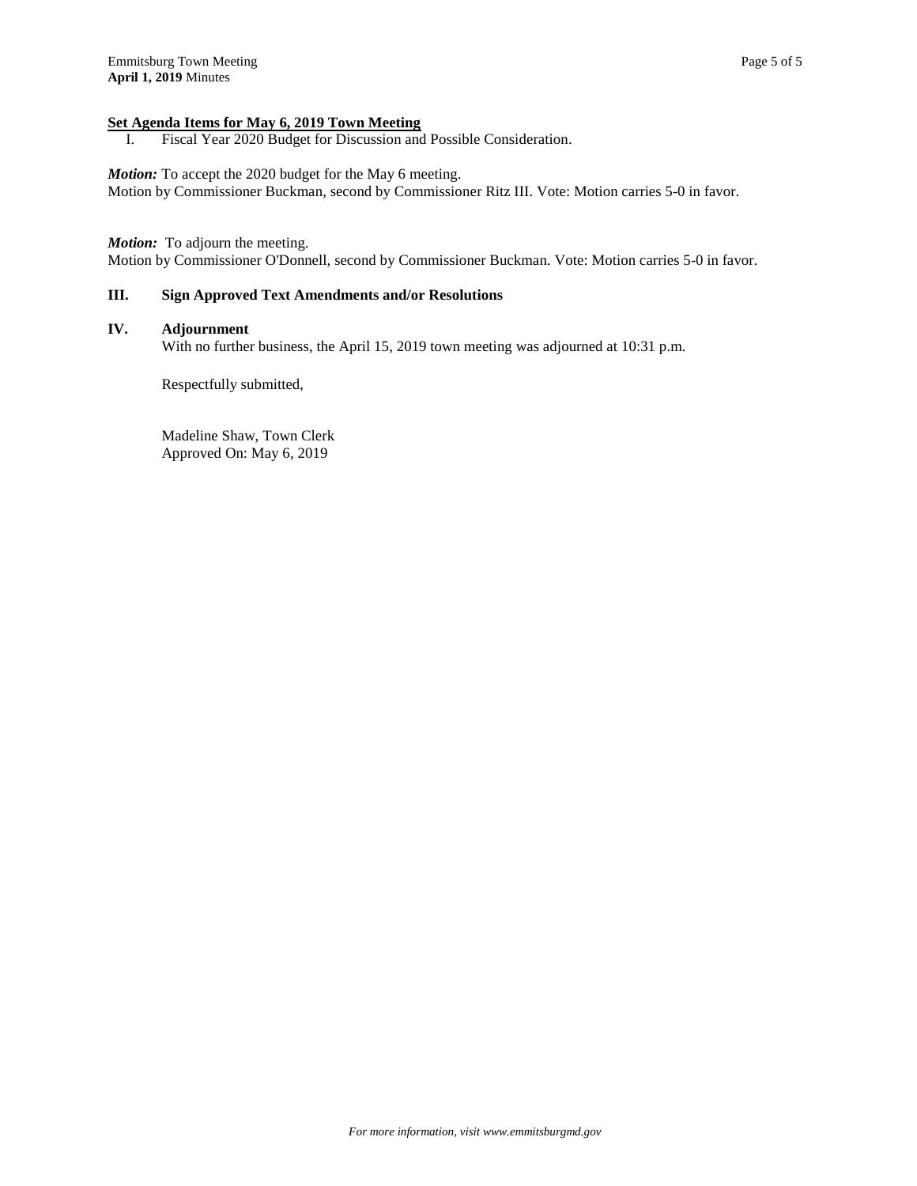**Set Agenda Items for May 6, 2019 Town Meeting**

I. Fiscal Year 2020 Budget for Discussion and Possible Consideration.

***Motion:*** To accept the 2020 budget for the May 6 meeting.
Motion by Commissioner Buckman, second by Commissioner Ritz III. Vote: Motion carries 5-0 in favor.

***Motion:*** To adjourn the meeting.
Motion by Commissioner O'Donnell, second by Commissioner Buckman. Vote: Motion carries 5-0 in favor.

## III. Sign Approved Text Amendments and/or Resolutions

## IV. Adjournment

With no further business, the April 15, 2019 town meeting was adjourned at 10:31 p.m.

Respectfully submitted,

Madeline Shaw, Town Clerk
Approved On: May 6, 2019

*For more information, visit www.emmitsburgmd.gov*